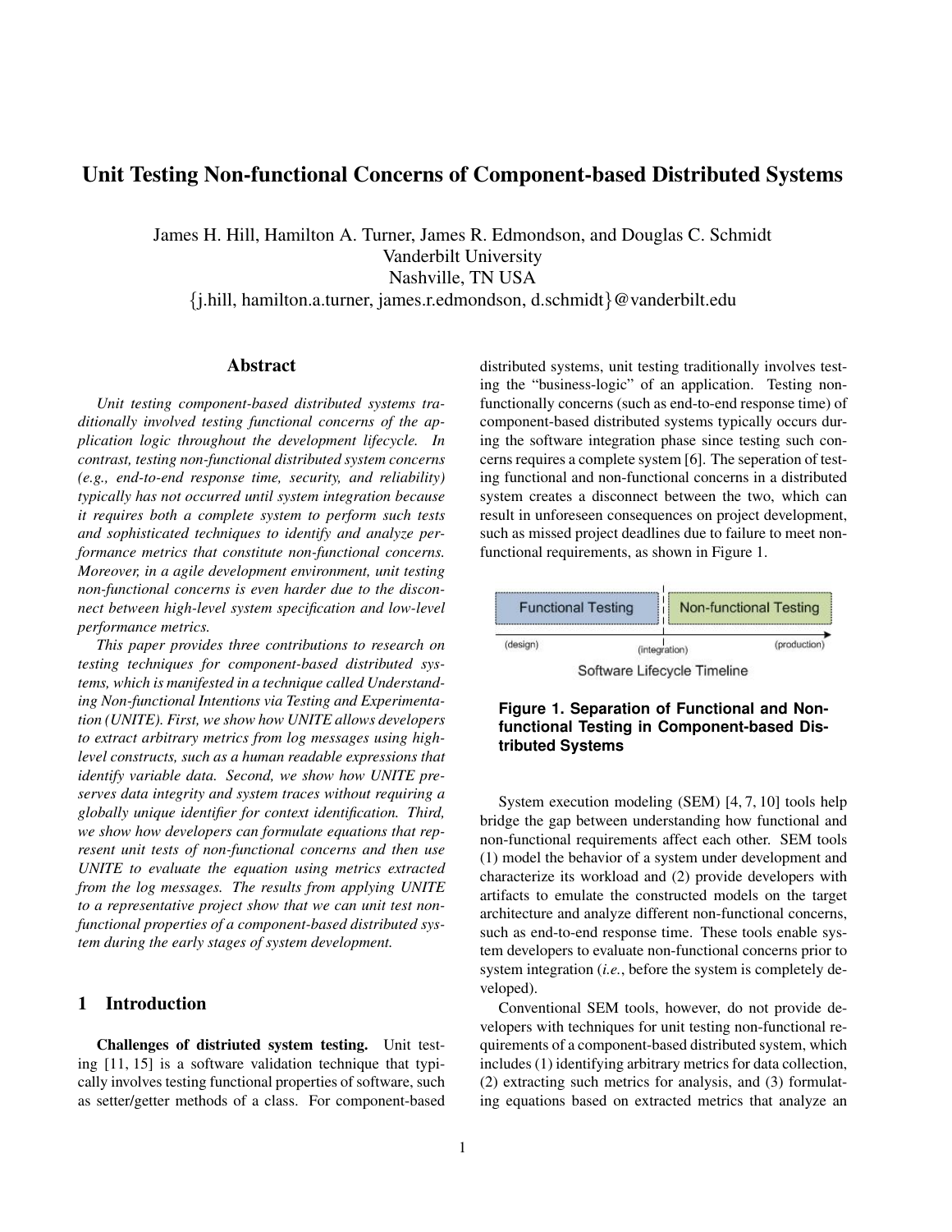# Unit Testing Non-functional Concerns of Component-based Distributed Systems

James H. Hill, Hamilton A. Turner, James R. Edmondson, and Douglas C. Schmidt
Vanderbilt University
Nashville, TN USA
{j.hill, hamilton.a.turner, james.r.edmondson, d.schmidt}@vanderbilt.edu

## Abstract

*Unit testing component-based distributed systems traditionally involved testing functional concerns of the application logic throughout the development lifecycle. In contrast, testing non-functional distributed system concerns (e.g., end-to-end response time, security, and reliability) typically has not occurred until system integration because it requires both a complete system to perform such tests and sophisticated techniques to identify and analyze performance metrics that constitute non-functional concerns. Moreover, in a agile development environment, unit testing non-functional concerns is even harder due to the disconnect between high-level system specification and low-level performance metrics.*

*This paper provides three contributions to research on testing techniques for component-based distributed systems, which is manifested in a technique called Understanding Non-functional Intentions via Testing and Experimentation (UNITE). First, we show how UNITE allows developers to extract arbitrary metrics from log messages using high-level constructs, such as a human readable expressions that identify variable data. Second, we show how UNITE preserves data integrity and system traces without requiring a globally unique identifier for context identification. Third, we show how developers can formulate equations that represent unit tests of non-functional concerns and then use UNITE to evaluate the equation using metrics extracted from the log messages. The results from applying UNITE to a representative project show that we can unit test non-functional properties of a component-based distributed system during the early stages of system development.*

## 1 Introduction

**Challenges of distriuted system testing.** Unit testing [11, 15] is a software validation technique that typically involves testing functional properties of software, such as setter/getter methods of a class. For component-based distributed systems, unit testing traditionally involves testing the "business-logic" of an application. Testing non-functionally concerns (such as end-to-end response time) of component-based distributed systems typically occurs during the software integration phase since testing such concerns requires a complete system [6]. The seperation of testing functional and non-functional concerns in a distributed system creates a disconnect between the two, which can result in unforeseen consequences on project development, such as missed project deadlines due to failure to meet non-functional requirements, as shown in Figure 1.

Functional Testing | Non-functional Testing
(design) (integration) (production)
Software Lifecycle Timeline

**Figure 1. Separation of Functional and Non-functional Testing in Component-based Distributed Systems**

System execution modeling (SEM) [4, 7, 10] tools help bridge the gap between understanding how functional and non-functional requirements affect each other. SEM tools (1) model the behavior of a system under development and characterize its workload and (2) provide developers with artifacts to emulate the constructed models on the target architecture and analyze different non-functional concerns, such as end-to-end response time. These tools enable system developers to evaluate non-functional concerns prior to system integration (*i.e.*, before the system is completely developed).

Conventional SEM tools, however, do not provide developers with techniques for unit testing non-functional requirements of a component-based distributed system, which includes (1) identifying arbitrary metrics for data collection, (2) extracting such metrics for analysis, and (3) formulating equations based on extracted metrics that analyze an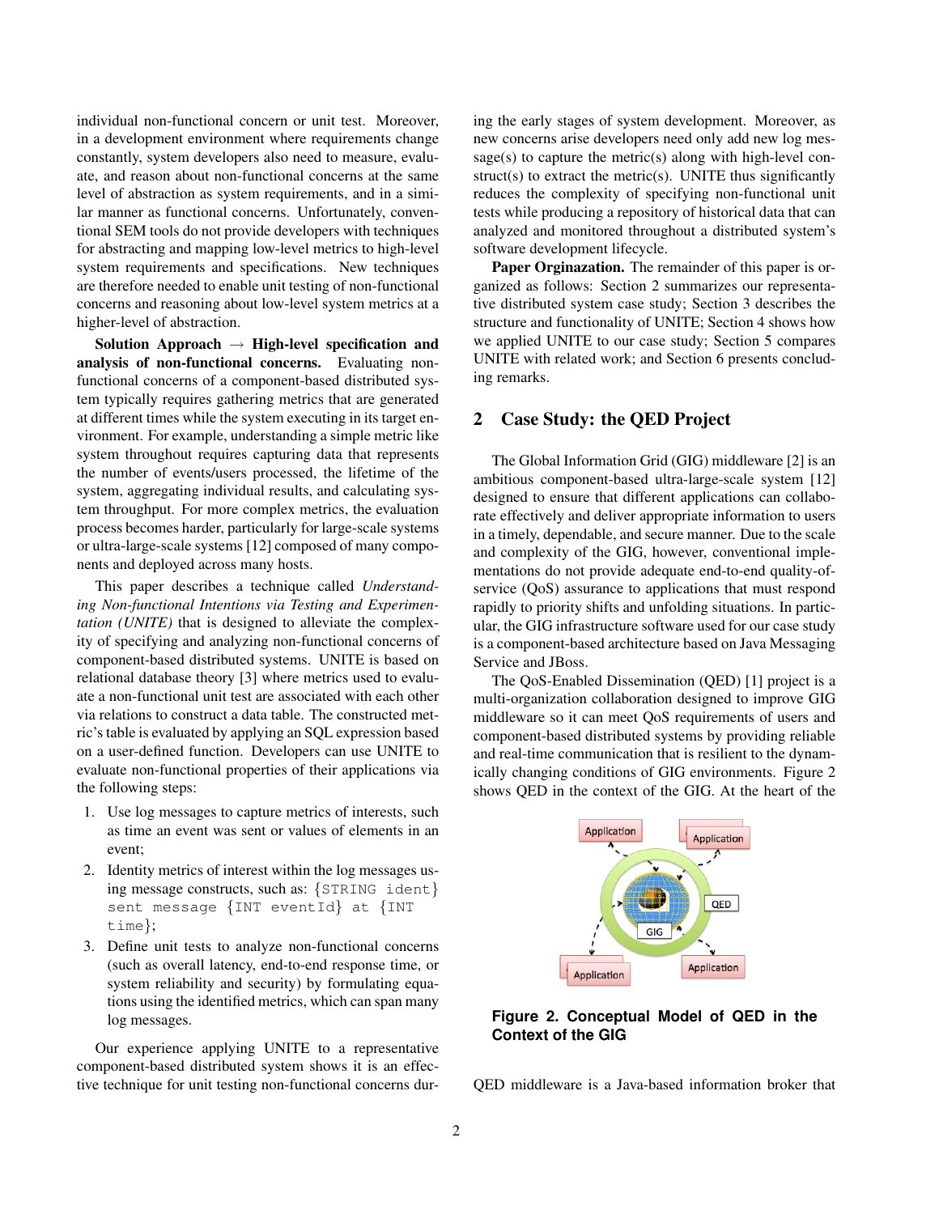individual non-functional concern or unit test. Moreover, in a development environment where requirements change constantly, system developers also need to measure, evaluate, and reason about non-functional concerns at the same level of abstraction as system requirements, and in a similar manner as functional concerns. Unfortunately, conventional SEM tools do not provide developers with techniques for abstracting and mapping low-level metrics to high-level system requirements and specifications. New techniques are therefore needed to enable unit testing of non-functional concerns and reasoning about low-level system metrics at a higher-level of abstraction.

**Solution Approach → High-level specification and analysis of non-functional concerns.** Evaluating non-functional concerns of a component-based distributed system typically requires gathering metrics that are generated at different times while the system executing in its target environment. For example, understanding a simple metric like system throughout requires capturing data that represents the number of events/users processed, the lifetime of the system, aggregating individual results, and calculating system throughput. For more complex metrics, the evaluation process becomes harder, particularly for large-scale systems or ultra-large-scale systems [12] composed of many components and deployed across many hosts.

This paper describes a technique called *Understanding Non-functional Intentions via Testing and Experimentation (UNITE)* that is designed to alleviate the complexity of specifying and analyzing non-functional concerns of component-based distributed systems. UNITE is based on relational database theory [3] where metrics used to evaluate a non-functional unit test are associated with each other via relations to construct a data table. The constructed metric's table is evaluated by applying an SQL expression based on a user-defined function. Developers can use UNITE to evaluate non-functional properties of their applications via the following steps:

1. Use log messages to capture metrics of interests, such as time an event was sent or values of elements in an event;
2. Identity metrics of interest within the log messages using message constructs, such as: {`STRING ident`} `sent message` {`INT eventId`} `at` {`INT time`};
3. Define unit tests to analyze non-functional concerns (such as overall latency, end-to-end response time, or system reliability and security) by formulating equations using the identified metrics, which can span many log messages.

Our experience applying UNITE to a representative component-based distributed system shows it is an effective technique for unit testing non-functional concerns during the early stages of system development. Moreover, as new concerns arise developers need only add new log message(s) to capture the metric(s) along with high-level construct(s) to extract the metric(s). UNITE thus significantly reduces the complexity of specifying non-functional unit tests while producing a repository of historical data that can analyzed and monitored throughout a distributed system's software development lifecycle.

**Paper Orginazation.** The remainder of this paper is organized as follows: Section 2 summarizes our representative distributed system case study; Section 3 describes the structure and functionality of UNITE; Section 4 shows how we applied UNITE to our case study; Section 5 compares UNITE with related work; and Section 6 presents concluding remarks.

## 2 Case Study: the QED Project

The Global Information Grid (GIG) middleware [2] is an ambitious component-based ultra-large-scale system [12] designed to ensure that different applications can collaborate effectively and deliver appropriate information to users in a timely, dependable, and secure manner. Due to the scale and complexity of the GIG, however, conventional implementations do not provide adequate end-to-end quality-of-service (QoS) assurance to applications that must respond rapidly to priority shifts and unfolding situations. In particular, the GIG infrastructure software used for our case study is a component-based architecture based on Java Messaging Service and JBoss.

The QoS-Enabled Dissemination (QED) [1] project is a multi-organization collaboration designed to improve GIG middleware so it can meet QoS requirements of users and component-based distributed systems by providing reliable and real-time communication that is resilient to the dynamically changing conditions of GIG environments. Figure 2 shows QED in the context of the GIG. At the heart of the QED middleware is a Java-based information broker that

**Figure 2. Conceptual Model of QED in the Context of the GIG**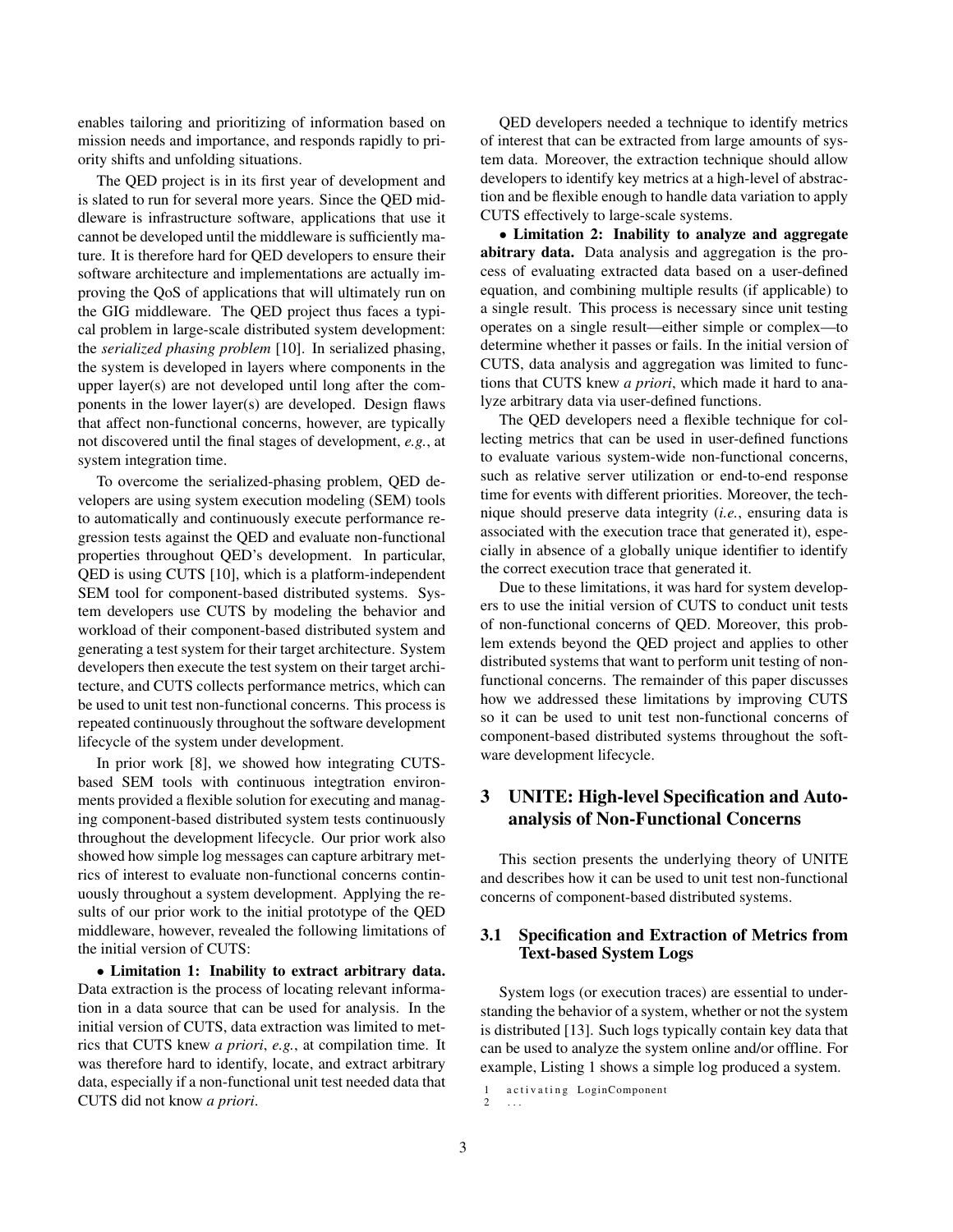enables tailoring and prioritizing of information based on mission needs and importance, and responds rapidly to priority shifts and unfolding situations.

The QED project is in its first year of development and is slated to run for several more years. Since the QED middleware is infrastructure software, applications that use it cannot be developed until the middleware is sufficiently mature. It is therefore hard for QED developers to ensure their software architecture and implementations are actually improving the QoS of applications that will ultimately run on the GIG middleware. The QED project thus faces a typical problem in large-scale distributed system development: the *serialized phasing problem* [10]. In serialized phasing, the system is developed in layers where components in the upper layer(s) are not developed until long after the components in the lower layer(s) are developed. Design flaws that affect non-functional concerns, however, are typically not discovered until the final stages of development, *e.g.*, at system integration time.

To overcome the serialized-phasing problem, QED developers are using system execution modeling (SEM) tools to automatically and continuously execute performance regression tests against the QED and evaluate non-functional properties throughout QED's development. In particular, QED is using CUTS [10], which is a platform-independent SEM tool for component-based distributed systems. System developers use CUTS by modeling the behavior and workload of their component-based distributed system and generating a test system for their target architecture. System developers then execute the test system on their target architecture, and CUTS collects performance metrics, which can be used to unit test non-functional concerns. This process is repeated continuously throughout the software development lifecycle of the system under development.

In prior work [8], we showed how integrating CUTS-based SEM tools with continuous integration environments provided a flexible solution for executing and managing component-based distributed system tests continuously throughout the development lifecycle. Our prior work also showed how simple log messages can capture arbitrary metrics of interest to evaluate non-functional concerns continuously throughout a system development. Applying the results of our prior work to the initial prototype of the QED middleware, however, revealed the following limitations of the initial version of CUTS:

- **Limitation 1: Inability to extract arbitrary data.** Data extraction is the process of locating relevant information in a data source that can be used for analysis. In the initial version of CUTS, data extraction was limited to metrics that CUTS knew *a priori*, *e.g.*, at compilation time. It was therefore hard to identify, locate, and extract arbitrary data, especially if a non-functional unit test needed data that CUTS did not know *a priori*.

QED developers needed a technique to identify metrics of interest that can be extracted from large amounts of system data. Moreover, the extraction technique should allow developers to identify key metrics at a high-level of abstraction and be flexible enough to handle data variation to apply CUTS effectively to large-scale systems.

- **Limitation 2: Inability to analyze and aggregate abitrary data.** Data analysis and aggregation is the process of evaluating extracted data based on a user-defined equation, and combining multiple results (if applicable) to a single result. This process is necessary since unit testing operates on a single result—either simple or complex—to determine whether it passes or fails. In the initial version of CUTS, data analysis and aggregation was limited to functions that CUTS knew *a priori*, which made it hard to analyze arbitrary data via user-defined functions.

The QED developers need a flexible technique for collecting metrics that can be used in user-defined functions to evaluate various system-wide non-functional concerns, such as relative server utilization or end-to-end response time for events with different priorities. Moreover, the technique should preserve data integrity (*i.e.*, ensuring data is associated with the execution trace that generated it), especially in absence of a globally unique identifier to identify the correct execution trace that generated it.

Due to these limitations, it was hard for system developers to use the initial version of CUTS to conduct unit tests of non-functional concerns of QED. Moreover, this problem extends beyond the QED project and applies to other distributed systems that want to perform unit testing of non-functional concerns. The remainder of this paper discusses how we addressed these limitations by improving CUTS so it can be used to unit test non-functional concerns of component-based distributed systems throughout the software development lifecycle.

# 3 UNITE: High-level Specification and Auto-analysis of Non-Functional Concerns

This section presents the underlying theory of UNITE and describes how it can be used to unit test non-functional concerns of component-based distributed systems.

## 3.1 Specification and Extraction of Metrics from Text-based System Logs

System logs (or execution traces) are essential to understanding the behavior of a system, whether or not the system is distributed [13]. Such logs typically contain key data that can be used to analyze the system online and/or offline. For example, Listing 1 shows a simple log produced a system.

```
1  activating LoginComponent
2  ...
```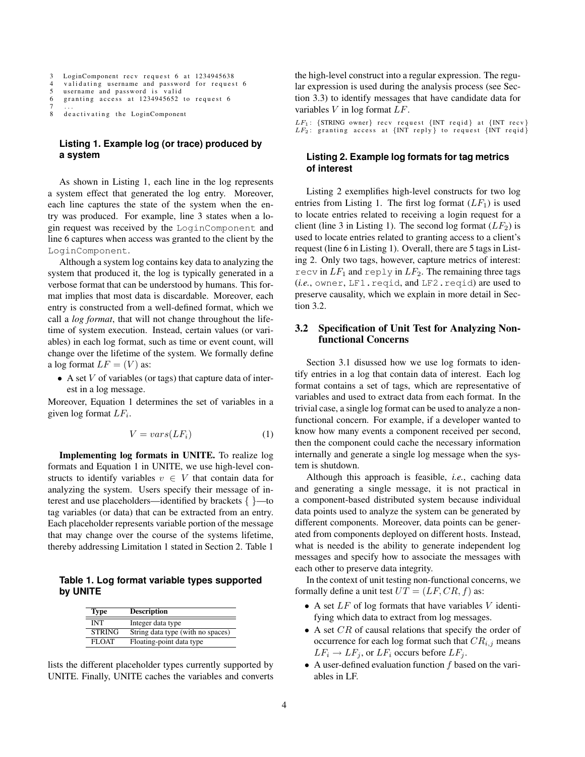```
3   LoginComponent recv request 6 at 1234945638
4   validating username and password for request 6
5   username and password is valid
6   granting access at 1234945652 to request 6
7   ...
8   deactivating the LoginComponent
```

**Listing 1. Example log (or trace) produced by a system**

As shown in Listing 1, each line in the log represents a system effect that generated the log entry. Moreover, each line captures the state of the system when the entry was produced. For example, line 3 states when a login request was received by the `LoginComponent` and line 6 captures when access was granted to the client by the `LoginComponent`.

Although a system log contains key data to analyzing the system that produced it, the log is typically generated in a verbose format that can be understood by humans. This format implies that most data is discardable. Moreover, each entry is constructed from a well-defined format, which we call a *log format*, that will not change throughout the lifetime of system execution. Instead, certain values (or variables) in each log format, such as time or event count, will change over the lifetime of the system. We formally define a log format $LF = (V)$ as:

- A set $V$ of variables (or tags) that capture data of interest in a log message.

Moreover, Equation 1 determines the set of variables in a given log format $LF_i$.

$$V = vars(LF_i) \tag{1}$$

**Implementing log formats in UNITE.** To realize log formats and Equation 1 in UNITE, we use high-level constructs to identify variables $v \in V$ that contain data for analyzing the system. Users specify their message of interest and use placeholders—identified by brackets { }—to tag variables (or data) that can be extracted from an entry. Each placeholder represents variable portion of the message that may change over the course of the systems lifetime, thereby addressing Limitation 1 stated in Section 2. Table 1 lists the different placeholder types currently supported by UNITE. Finally, UNITE caches the variables and converts the high-level construct into a regular expression. The regular expression is used during the analysis process (see Section 3.3) to identify messages that have candidate data for variables $V$ in log format $LF$.

**Table 1. Log format variable types supported by UNITE**

| Type | Description |
|---|---|
| INT | Integer data type |
| STRING | String data type (with no spaces) |
| FLOAT | Floating-point data type |

```
LF1: {STRING owner} recv request {INT reqid} at {INT recv}
LF2: granting access at {INT reply} to request {INT reqid}
```

**Listing 2. Example log formats for tag metrics of interest**

Listing 2 exemplifies high-level constructs for two log entries from Listing 1. The first log format ($LF_1$) is used to locate entries related to receiving a login request for a client (line 3 in Listing 1). The second log format ($LF_2$) is used to locate entries related to granting access to a client's request (line 6 in Listing 1). Overall, there are 5 tags in Listing 2. Only two tags, however, capture metrics of interest: `recv` in $LF_1$ and `reply` in $LF_2$. The remaining three tags (*i.e.*, `owner`, `LF1.reqid`, and `LF2.reqid`) are used to preserve causality, which we explain in more detail in Section 3.2.

### 3.2 Specification of Unit Test for Analyzing Non-functional Concerns

Section 3.1 disussed how we use log formats to identify entries in a log that contain data of interest. Each log format contains a set of tags, which are representative of variables and used to extract data from each format. In the trivial case, a single log format can be used to analyze a non-functional concern. For example, if a developer wanted to know how many events a component received per second, then the component could cache the necessary information internally and generate a single log message when the system is shutdown.

Although this approach is feasible, *i.e.*, caching data and generating a single message, it is not practical in a component-based distributed system because individual data points used to analyze the system can be generated by different components. Moreover, data points can be generated from components deployed on different hosts. Instead, what is needed is the ability to generate independent log messages and specify how to associate the messages with each other to preserve data integrity.

In the context of unit testing non-functional concerns, we formally define a unit test $UT = (LF, CR, f)$ as:

- A set $LF$ of log formats that have variables $V$ identifying which data to extract from log messages.
- A set $CR$ of causal relations that specify the order of occurrence for each log format such that $CR_{i,j}$ means $LF_i \rightarrow LF_j$, or $LF_i$ occurs before $LF_j$.
- A user-defined evaluation function $f$ based on the variables in LF.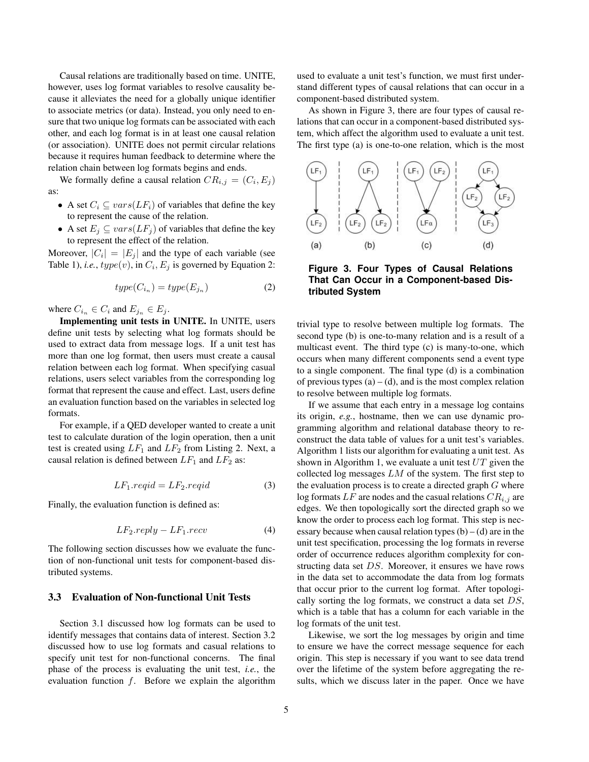Causal relations are traditionally based on time. UNITE, however, uses log format variables to resolve causality because it alleviates the need for a globally unique identifier to associate metrics (or data). Instead, you only need to ensure that two unique log formats can be associated with each other, and each log format is in at least one causal relation (or association). UNITE does not permit circular relations because it requires human feedback to determine where the relation chain between log formats begins and ends.

We formally define a causal relation $CR_{i,j} = (C_i, E_j)$ as:

- A set $C_i \subseteq vars(LF_i)$ of variables that define the key to represent the cause of the relation.
- A set $E_j \subseteq vars(LF_j)$ of variables that define the key to represent the effect of the relation.

Moreover, $|C_i| = |E_j|$ and the type of each variable (see Table 1), *i.e.*, $type(v)$, in $C_i, E_j$ is governed by Equation 2:

$$type(C_{i_n}) = type(E_{j_n}) \tag{2}$$

where $C_{i_n} \in C_i$ and $E_{j_n} \in E_j$.

**Implementing unit tests in UNITE.** In UNITE, users define unit tests by selecting what log formats should be used to extract data from message logs. If a unit test has more than one log format, then users must create a causal relation between each log format. When specifying casual relations, users select variables from the corresponding log format that represent the cause and effect. Last, users define an evaluation function based on the variables in selected log formats.

For example, if a QED developer wanted to create a unit test to calculate duration of the login operation, then a unit test is created using $LF_1$ and $LF_2$ from Listing 2. Next, a causal relation is defined between $LF_1$ and $LF_2$ as:

$$LF_1.reqid = LF_2.reqid \tag{3}$$

Finally, the evaluation function is defined as:

$$LF_2.reply - LF_1.recv \tag{4}$$

The following section discusses how we evaluate the function of non-functional unit tests for component-based distributed systems.

### 3.3 Evaluation of Non-functional Unit Tests

Section 3.1 discussed how log formats can be used to identify messages that contains data of interest. Section 3.2 discussed how to use log formats and casual relations to specify unit test for non-functional concerns. The final phase of the process is evaluating the unit test, *i.e.*, the evaluation function $f$. Before we explain the algorithm used to evaluate a unit test's function, we must first understand different types of causal relations that can occur in a component-based distributed system.

As shown in Figure 3, there are four types of causal relations that can occur in a component-based distributed system, which affect the algorithm used to evaluate a unit test. The first type (a) is one-to-one relation, which is the most trivial type to resolve between multiple log formats. The second type (b) is one-to-many relation and is a result of a multicast event. The third type (c) is many-to-one, which occurs when many different components send a event type to a single component. The final type (d) is a combination of previous types (a) – (d), and is the most complex relation to resolve between multiple log formats.

**Figure 3. Four Types of Causal Relations That Can Occur in a Component-based Distributed System**

If we assume that each entry in a message log contains its origin, *e.g.*, hostname, then we can use dynamic programming algorithm and relational database theory to reconstruct the data table of values for a unit test's variables. Algorithm 1 lists our algorithm for evaluating a unit test. As shown in Algorithm 1, we evaluate a unit test $UT$ given the collected log messages $LM$ of the system. The first step to the evaluation process is to create a directed graph $G$ where log formats $LF$ are nodes and the casual relations $CR_{i,j}$ are edges. We then topologically sort the directed graph so we know the order to process each log format. This step is necessary because when causal relation types (b) – (d) are in the unit test specification, processing the log formats in reverse order of occurrence reduces algorithm complexity for constructing data set $DS$. Moreover, it ensures we have rows in the data set to accommodate the data from log formats that occur prior to the current log format. After topologically sorting the log formats, we construct a data set $DS$, which is a table that has a column for each variable in the log formats of the unit test.

Likewise, we sort the log messages by origin and time to ensure we have the correct message sequence for each origin. This step is necessary if you want to see data trend over the lifetime of the system before aggregating the results, which we discuss later in the paper. Once we have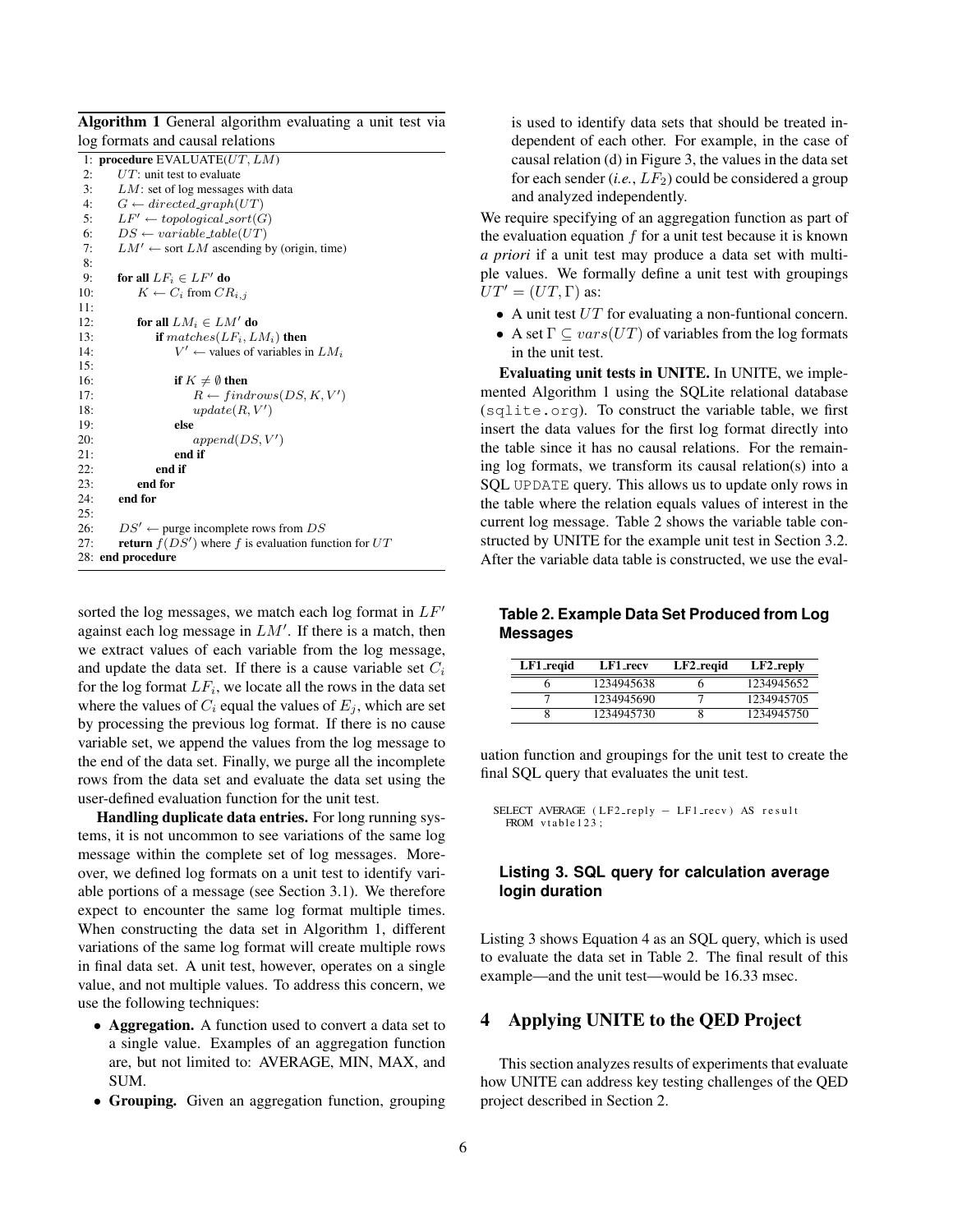**Algorithm 1** General algorithm evaluating a unit test via log formats and causal relations

```
1:  procedure EVALUATE(UT, LM)
2:      UT: unit test to evaluate
3:      LM: set of log messages with data
4:      G ← directed_graph(UT)
5:      LF' ← topological_sort(G)
6:      DS ← variable_table(UT)
7:      LM' ← sort LM ascending by (origin, time)
8:
9:      for all LF_i ∈ LF' do
10:         K ← C_i from CR_{i,j}
11:
12:         for all LM_i ∈ LM' do
13:             if matches(LF_i, LM_i) then
14:                 V' ← values of variables in LM_i
15:
16:                 if K ≠ ∅ then
17:                     R ← findrows(DS, K, V')
18:                     update(R, V')
19:                 else
20:                     append(DS, V')
21:                 end if
22:             end if
23:         end for
24:     end for
25:
26:     DS' ← purge incomplete rows from DS
27:     return f(DS') where f is evaluation function for UT
28: end procedure
```

sorted the log messages, we match each log format in $LF'$ against each log message in $LM'$. If there is a match, then we extract values of each variable from the log message, and update the data set. If there is a cause variable set $C_i$ for the log format $LF_i$, we locate all the rows in the data set where the values of $C_i$ equal the values of $E_j$, which are set by processing the previous log format. If there is no cause variable set, we append the values from the log message to the end of the data set. Finally, we purge all the incomplete rows from the data set and evaluate the data set using the user-defined evaluation function for the unit test.

**Handling duplicate data entries.** For long running systems, it is not uncommon to see variations of the same log message within the complete set of log messages. Moreover, we defined log formats on a unit test to identify variable portions of a message (see Section 3.1). We therefore expect to encounter the same log format multiple times. When constructing the data set in Algorithm 1, different variations of the same log format will create multiple rows in final data set. A unit test, however, operates on a single value, and not multiple values. To address this concern, we use the following techniques:

- **Aggregation.** A function used to convert a data set to a single value. Examples of an aggregation function are, but not limited to: AVERAGE, MIN, MAX, and SUM.
- **Grouping.** Given an aggregation function, grouping is used to identify data sets that should be treated independent of each other. For example, in the case of causal relation (d) in Figure 3, the values in the data set for each sender (*i.e.*, $LF_2$) could be considered a group and analyzed independently.

We require specifying of an aggregation function as part of the evaluation equation $f$ for a unit test because it is known *a priori* if a unit test may produce a data set with multiple values. We formally define a unit test with groupings $UT' = (UT, \Gamma)$ as:

- A unit test $UT$ for evaluating a non-funtional concern.
- A set $\Gamma \subseteq vars(UT)$ of variables from the log formats in the unit test.

**Evaluating unit tests in UNITE.** In UNITE, we implemented Algorithm 1 using the SQLite relational database (sqlite.org). To construct the variable table, we first insert the data values for the first log format directly into the table since it has no causal relations. For the remaining log formats, we transform its causal relation(s) into a SQL UPDATE query. This allows us to update only rows in the table where the relation equals values of interest in the current log message. Table 2 shows the variable table constructed by UNITE for the example unit test in Section 3.2. After the variable data table is constructed, we use the evaluation function and groupings for the unit test to create the final SQL query that evaluates the unit test.

**Table 2. Example Data Set Produced from Log Messages**

| LF1_reqid | LF1_recv | LF2_reqid | LF2_reply |
|---|---|---|---|
| 6 | 1234945638 | 6 | 1234945652 |
| 7 | 1234945690 | 7 | 1234945705 |
| 8 | 1234945730 | 8 | 1234945750 |

```
SELECT AVERAGE (LF2_reply - LF1_recv) AS result
  FROM vtable123;
```

**Listing 3. SQL query for calculation average login duration**

Listing 3 shows Equation 4 as an SQL query, which is used to evaluate the data set in Table 2. The final result of this example—and the unit test—would be 16.33 msec.

## 4 Applying UNITE to the QED Project

This section analyzes results of experiments that evaluate how UNITE can address key testing challenges of the QED project described in Section 2.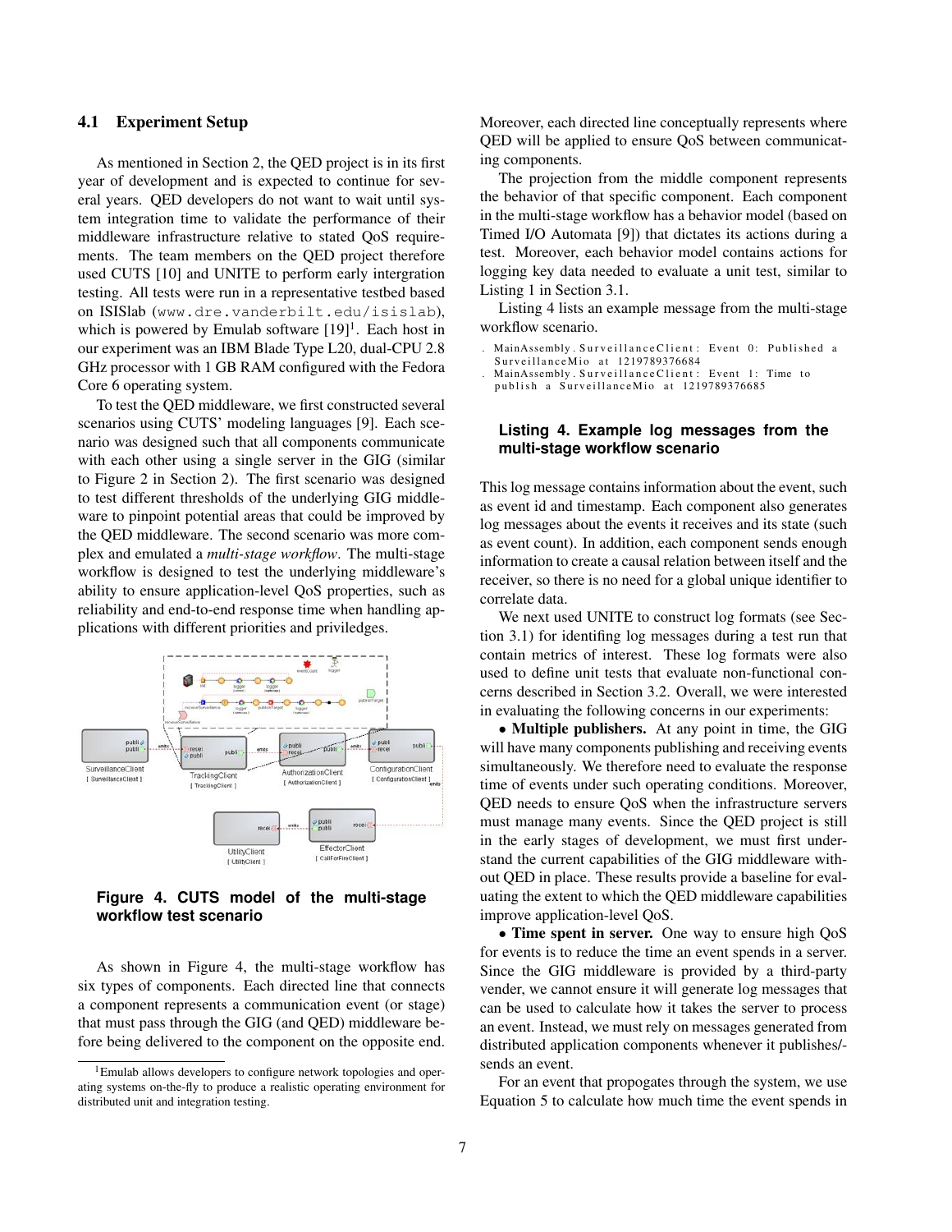### 4.1 Experiment Setup

As mentioned in Section 2, the QED project is in its first year of development and is expected to continue for several years. QED developers do not want to wait until system integration time to validate the performance of their middleware infrastructure relative to stated QoS requirements. The team members on the QED project therefore used CUTS [10] and UNITE to perform early intergration testing. All tests were run in a representative testbed based on ISISlab (www.dre.vanderbilt.edu/isislab), which is powered by Emulab software [19][1]. Each host in our experiment was an IBM Blade Type L20, dual-CPU 2.8 GHz processor with 1 GB RAM configured with the Fedora Core 6 operating system.

To test the QED middleware, we first constructed several scenarios using CUTS' modeling languages [9]. Each scenario was designed such that all components communicate with each other using a single server in the GIG (similar to Figure 2 in Section 2). The first scenario was designed to test different thresholds of the underlying GIG middleware to pinpoint potential areas that could be improved by the QED middleware. The second scenario was more complex and emulated a *multi-stage workflow*. The multi-stage workflow is designed to test the underlying middleware's ability to ensure application-level QoS properties, such as reliability and end-to-end response time when handling applications with different priorities and priviledges.

**Figure 4. CUTS model of the multi-stage workflow test scenario**

As shown in Figure 4, the multi-stage workflow has six types of components. Each directed line that connects a component represents a communication event (or stage) that must pass through the GIG (and QED) middleware before being delivered to the component on the opposite end. Moreover, each directed line conceptually represents where QED will be applied to ensure QoS between communicating components.

The projection from the middle component represents the behavior of that specific component. Each component in the multi-stage workflow has a behavior model (based on Timed I/O Automata [9]) that dictates its actions during a test. Moreover, each behavior model contains actions for logging key data needed to evaluate a unit test, similar to Listing 1 in Section 3.1.

Listing 4 lists an example message from the multi-stage workflow scenario.

```
. MainAssembly.SurveillanceClient: Event 0: Published a
  SurveillanceMio at 1219789376684
. MainAssembly.SurveillanceClient: Event 1: Time to
  publish a SurveillanceMio at 1219789376685
```

**Listing 4. Example log messages from the multi-stage workflow scenario**

This log message contains information about the event, such as event id and timestamp. Each component also generates log messages about the events it receives and its state (such as event count). In addition, each component sends enough information to create a causal relation between itself and the receiver, so there is no need for a global unique identifier to correlate data.

We next used UNITE to construct log formats (see Section 3.1) for identifing log messages during a test run that contain metrics of interest. These log formats were also used to define unit tests that evaluate non-functional concerns described in Section 3.2. Overall, we were interested in evaluating the following concerns in our experiments:

• **Multiple publishers.** At any point in time, the GIG will have many components publishing and receiving events simultaneously. We therefore need to evaluate the response time of events under such operating conditions. Moreover, QED needs to ensure QoS when the infrastructure servers must manage many events. Since the QED project is still in the early stages of development, we must first understand the current capabilities of the GIG middleware without QED in place. These results provide a baseline for evaluating the extent to which the QED middleware capabilities improve application-level QoS.

• **Time spent in server.** One way to ensure high QoS for events is to reduce the time an event spends in a server. Since the GIG middleware is provided by a third-party vender, we cannot ensure it will generate log messages that can be used to calculate how it takes the server to process an event. Instead, we must rely on messages generated from distributed application components whenever it publishes/-sends an event.

For an event that propogates through the system, we use Equation 5 to calculate how much time the event spends in

[1] Emulab allows developers to configure network topologies and operating systems on-the-fly to produce a realistic operating environment for distributed unit and integration testing.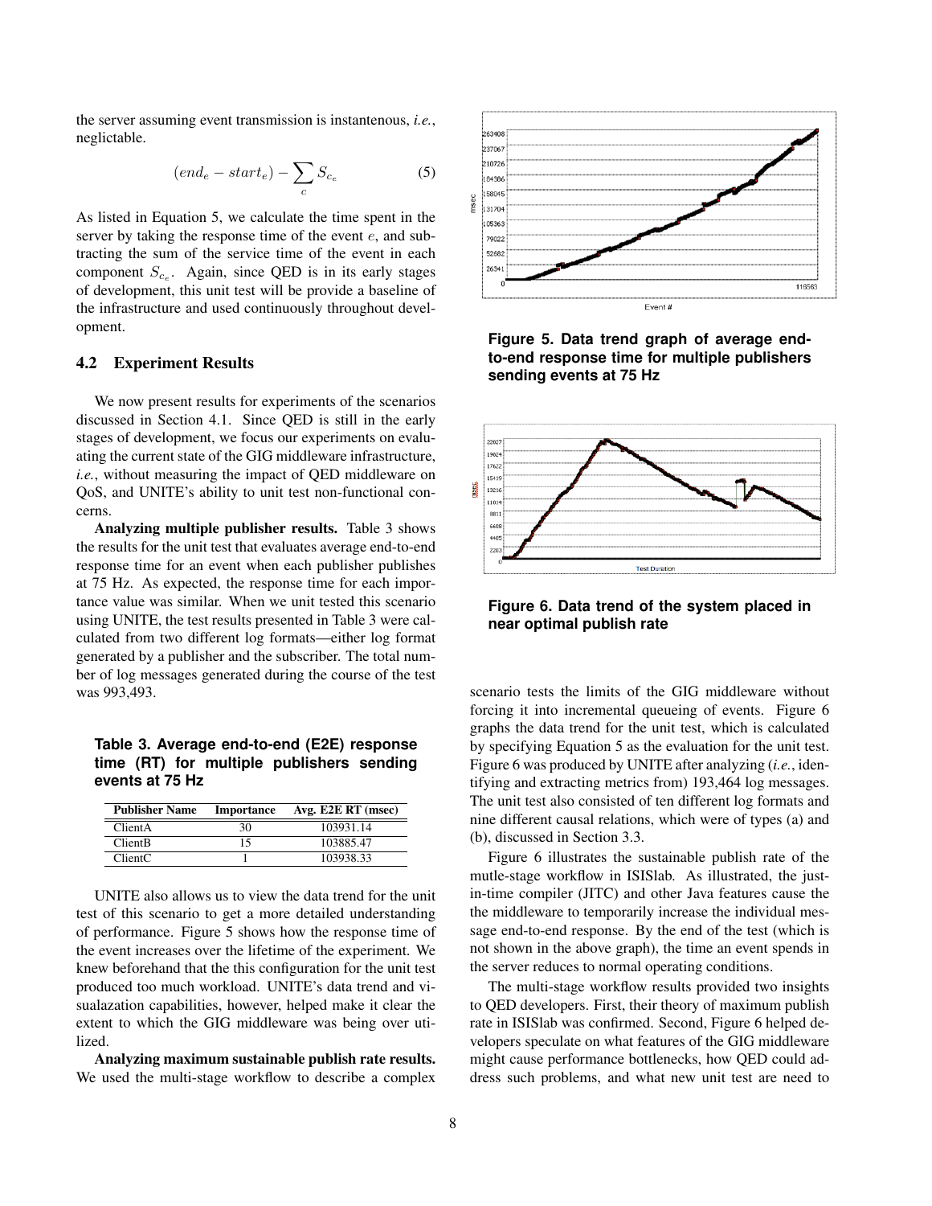the server assuming event transmission is instantenous, *i.e.*, neglictable.

$$(end_e - start_e) - \sum_c S_{c_e} \quad (5)$$

As listed in Equation 5, we calculate the time spent in the server by taking the response time of the event $e$, and subtracting the sum of the service time of the event in each component $S_{c_e}$. Again, since QED is in its early stages of development, this unit test will be provide a baseline of the infrastructure and used continuously throughout development.

### 4.2 Experiment Results

We now present results for experiments of the scenarios discussed in Section 4.1. Since QED is still in the early stages of development, we focus our experiments on evaluating the current state of the GIG middleware infrastructure, *i.e.*, without measuring the impact of QED middleware on QoS, and UNITE's ability to unit test non-functional concerns.

**Analyzing multiple publisher results.** Table 3 shows the results for the unit test that evaluates average end-to-end response time for an event when each publisher publishes at 75 Hz. As expected, the response time for each importance value was similar. When we unit tested this scenario using UNITE, the test results presented in Table 3 were calculated from two different log formats—either log format generated by a publisher and the subscriber. The total number of log messages generated during the course of the test was 993,493.

**Table 3. Average end-to-end (E2E) response time (RT) for multiple publishers sending events at 75 Hz**

| Publisher Name | Importance | Avg. E2E RT (msec) |
|---|---|---|
| ClientA | 30 | 103931.14 |
| ClientB | 15 | 103885.47 |
| ClientC | 1 | 103938.33 |

UNITE also allows us to view the data trend for the unit test of this scenario to get a more detailed understanding of performance. Figure 5 shows how the response time of the event increases over the lifetime of the experiment. We knew beforehand that the this configuration for the unit test produced too much workload. UNITE's data trend and visualazation capabilities, however, helped make it clear the extent to which the GIG middleware was being over utilized.

**Analyzing maximum sustainable publish rate results.** We used the multi-stage workflow to describe a complex

**Figure 5. Data trend graph of average end-to-end response time for multiple publishers sending events at 75 Hz**

**Figure 6. Data trend of the system placed in near optimal publish rate**

scenario tests the limits of the GIG middleware without forcing it into incremental queueing of events. Figure 6 graphs the data trend for the unit test, which is calculated by specifying Equation 5 as the evaluation for the unit test. Figure 6 was produced by UNITE after analyzing (*i.e.*, identifying and extracting metrics from) 193,464 log messages. The unit test also consisted of ten different log formats and nine different causal relations, which were of types (a) and (b), discussed in Section 3.3.

Figure 6 illustrates the sustainable publish rate of the mutle-stage workflow in ISISlab. As illustrated, the just-in-time compiler (JITC) and other Java features cause the the middleware to temporarily increase the individual message end-to-end response. By the end of the test (which is not shown in the above graph), the time an event spends in the server reduces to normal operating conditions.

The multi-stage workflow results provided two insights to QED developers. First, their theory of maximum publish rate in ISISlab was confirmed. Second, Figure 6 helped developers speculate on what features of the GIG middleware might cause performance bottlenecks, how QED could address such problems, and what new unit test are need to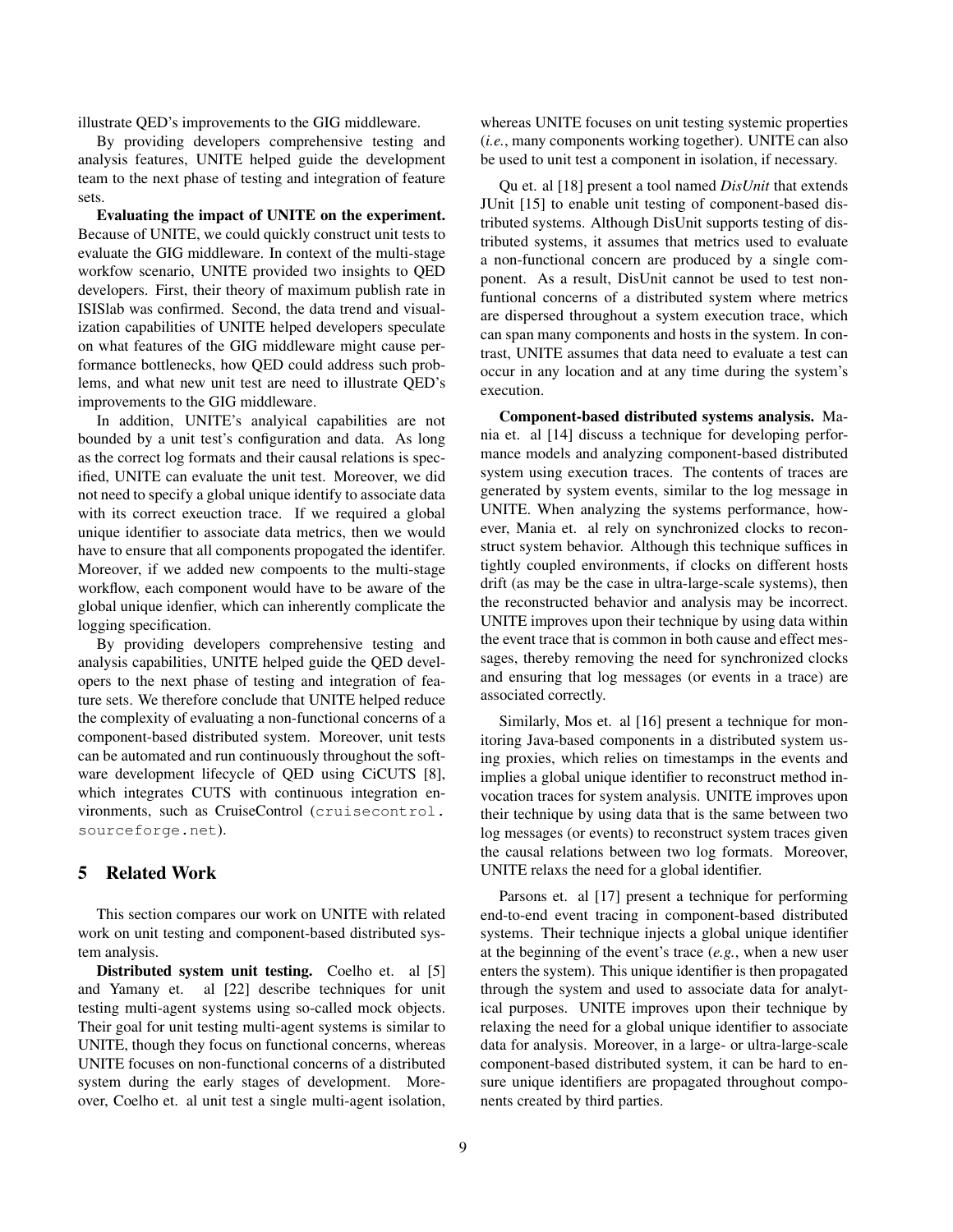illustrate QED's improvements to the GIG middleware.

By providing developers comprehensive testing and analysis features, UNITE helped guide the development team to the next phase of testing and integration of feature sets.

**Evaluating the impact of UNITE on the experiment.** Because of UNITE, we could quickly construct unit tests to evaluate the GIG middleware. In context of the multi-stage workfow scenario, UNITE provided two insights to QED developers. First, their theory of maximum publish rate in ISISlab was confirmed. Second, the data trend and visualization capabilities of UNITE helped developers speculate on what features of the GIG middleware might cause performance bottlenecks, how QED could address such problems, and what new unit test are need to illustrate QED's improvements to the GIG middleware.

In addition, UNITE's analyical capabilities are not bounded by a unit test's configuration and data. As long as the correct log formats and their causal relations is specified, UNITE can evaluate the unit test. Moreover, we did not need to specify a global unique identify to associate data with its correct exeuction trace. If we required a global unique identifier to associate data metrics, then we would have to ensure that all components propogated the identifer. Moreover, if we added new compoents to the multi-stage workflow, each component would have to be aware of the global unique idenfier, which can inherently complicate the logging specification.

By providing developers comprehensive testing and analysis capabilities, UNITE helped guide the QED developers to the next phase of testing and integration of feature sets. We therefore conclude that UNITE helped reduce the complexity of evaluating a non-functional concerns of a component-based distributed system. Moreover, unit tests can be automated and run continuously throughout the software development lifecycle of QED using CiCUTS [8], which integrates CUTS with continuous integration environments, such as CruiseControl (`cruisecontrol.sourceforge.net`).

## 5 Related Work

This section compares our work on UNITE with related work on unit testing and component-based distributed system analysis.

**Distributed system unit testing.** Coelho et. al [5] and Yamany et. al [22] describe techniques for unit testing multi-agent systems using so-called mock objects. Their goal for unit testing multi-agent systems is similar to UNITE, though they focus on functional concerns, whereas UNITE focuses on non-functional concerns of a distributed system during the early stages of development. Moreover, Coelho et. al unit test a single multi-agent isolation, whereas UNITE focuses on unit testing systemic properties (*i.e.*, many components working together). UNITE can also be used to unit test a component in isolation, if necessary.

Qu et. al [18] present a tool named *DisUnit* that extends JUnit [15] to enable unit testing of component-based distributed systems. Although DisUnit supports testing of distributed systems, it assumes that metrics used to evaluate a non-functional concern are produced by a single component. As a result, DisUnit cannot be used to test nonfuntional concerns of a distributed system where metrics are dispersed throughout a system execution trace, which can span many components and hosts in the system. In contrast, UNITE assumes that data need to evaluate a test can occur in any location and at any time during the system's execution.

**Component-based distributed systems analysis.** Mania et. al [14] discuss a technique for developing performance models and analyzing component-based distributed system using execution traces. The contents of traces are generated by system events, similar to the log message in UNITE. When analyzing the systems performance, however, Mania et. al rely on synchronized clocks to reconstruct system behavior. Although this technique suffices in tightly coupled environments, if clocks on different hosts drift (as may be the case in ultra-large-scale systems), then the reconstructed behavior and analysis may be incorrect. UNITE improves upon their technique by using data within the event trace that is common in both cause and effect messages, thereby removing the need for synchronized clocks and ensuring that log messages (or events in a trace) are associated correctly.

Similarly, Mos et. al [16] present a technique for monitoring Java-based components in a distributed system using proxies, which relies on timestamps in the events and implies a global unique identifier to reconstruct method invocation traces for system analysis. UNITE improves upon their technique by using data that is the same between two log messages (or events) to reconstruct system traces given the causal relations between two log formats. Moreover, UNITE relaxes the need for a global identifier.

Parsons et. al [17] present a technique for performing end-to-end event tracing in component-based distributed systems. Their technique injects a global unique identifier at the beginning of the event's trace (*e.g.*, when a new user enters the system). This unique identifier is then propagated through the system and used to associate data for analytical purposes. UNITE improves upon their technique by relaxing the need for a global unique identifier to associate data for analysis. Moreover, in a large- or ultra-large-scale component-based distributed system, it can be hard to ensure unique identifiers are propagated throughout components created by third parties.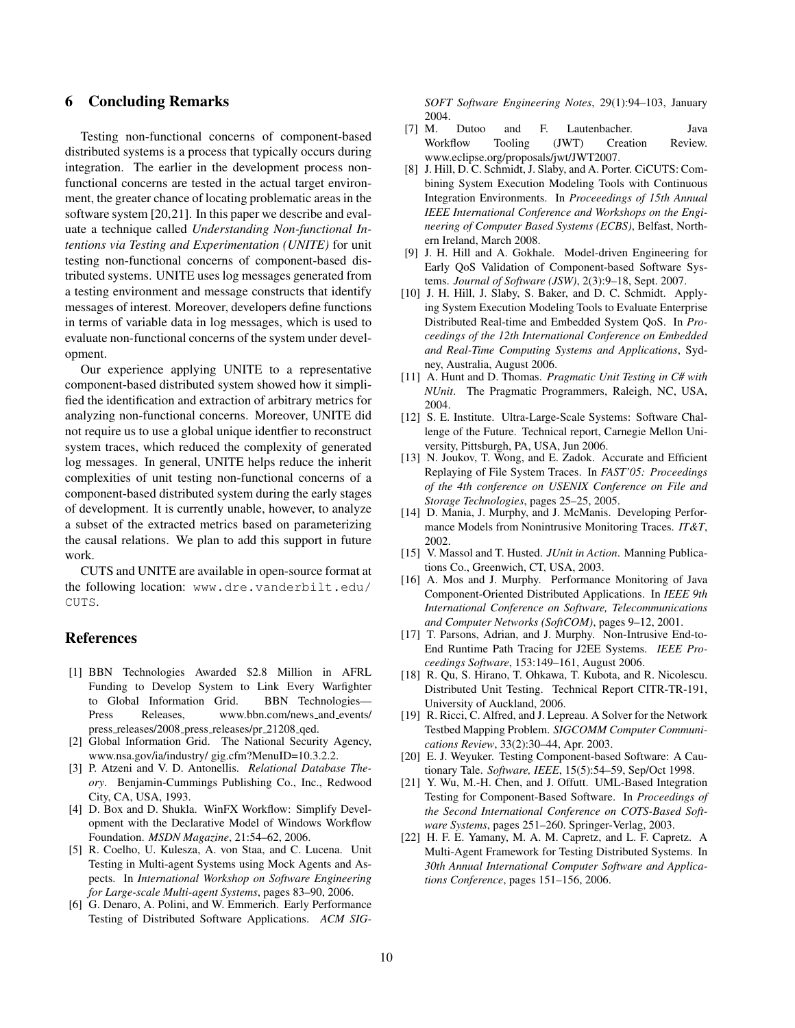## 6 Concluding Remarks

Testing non-functional concerns of component-based distributed systems is a process that typically occurs during integration. The earlier in the development process non-functional concerns are tested in the actual target environment, the greater chance of locating problematic areas in the software system [20,21]. In this paper we describe and evaluate a technique called *Understanding Non-functional Intentions via Testing and Experimentation (UNITE)* for unit testing non-functional concerns of component-based distributed systems. UNITE uses log messages generated from a testing environment and message constructs that identify messages of interest. Moreover, developers define functions in terms of variable data in log messages, which is used to evaluate non-functional concerns of the system under development.

Our experience applying UNITE to a representative component-based distributed system showed how it simplified the identification and extraction of arbitrary metrics for analyzing non-functional concerns. Moreover, UNITE did not require us to use a global unique identfier to reconstruct system traces, which reduced the complexity of generated log messages. In general, UNITE helps reduce the inherit complexities of unit testing non-functional concerns of a component-based distributed system during the early stages of development. It is currently unable, however, to analyze a subset of the extracted metrics based on parameterizing the causal relations. We plan to add this support in future work.

CUTS and UNITE are available in open-source format at the following location: `www.dre.vanderbilt.edu/CUTS`.

## References

[1] BBN Technologies Awarded $2.8 Million in AFRL Funding to Develop System to Link Every Warfighter to Global Information Grid. BBN Technologies—Press Releases, www.bbn.com/news_and_events/press_releases/2008_press_releases/pr_21208_qed.

[2] Global Information Grid. The National Security Agency, www.nsa.gov/ia/industry/ gig.cfm?MenuID=10.3.2.2.

[3] P. Atzeni and V. D. Antonellis. *Relational Database Theory*. Benjamin-Cummings Publishing Co., Inc., Redwood City, CA, USA, 1993.

[4] D. Box and D. Shukla. WinFX Workflow: Simplify Development with the Declarative Model of Windows Workflow Foundation. *MSDN Magazine*, 21:54–62, 2006.

[5] R. Coelho, U. Kulesza, A. von Staa, and C. Lucena. Unit Testing in Multi-agent Systems using Mock Agents and Aspects. In *International Workshop on Software Engineering for Large-scale Multi-agent Systems*, pages 83–90, 2006.

[6] G. Denaro, A. Polini, and W. Emmerich. Early Performance Testing of Distributed Software Applications. *ACM SIGSOFT Software Engineering Notes*, 29(1):94–103, January 2004.

[7] M. Dutoo and F. Lautenbacher. Java Workflow Tooling (JWT) Creation Review. www.eclipse.org/proposals/jwt/JWT2007.

[8] J. Hill, D. C. Schmidt, J. Slaby, and A. Porter. CiCUTS: Combining System Execution Modeling Tools with Continuous Integration Environments. In *Proceeedings of 15th Annual IEEE International Conference and Workshops on the Engineering of Computer Based Systems (ECBS)*, Belfast, Northern Ireland, March 2008.

[9] J. H. Hill and A. Gokhale. Model-driven Engineering for Early QoS Validation of Component-based Software Systems. *Journal of Software (JSW)*, 2(3):9–18, Sept. 2007.

[10] J. H. Hill, J. Slaby, S. Baker, and D. C. Schmidt. Applying System Execution Modeling Tools to Evaluate Enterprise Distributed Real-time and Embedded System QoS. In *Proceedings of the 12th International Conference on Embedded and Real-Time Computing Systems and Applications*, Sydney, Australia, August 2006.

[11] A. Hunt and D. Thomas. *Pragmatic Unit Testing in C# with NUnit*. The Pragmatic Programmers, Raleigh, NC, USA, 2004.

[12] S. E. Institute. Ultra-Large-Scale Systems: Software Challenge of the Future. Technical report, Carnegie Mellon University, Pittsburgh, PA, USA, Jun 2006.

[13] N. Joukov, T. Wong, and E. Zadok. Accurate and Efficient Replaying of File System Traces. In *FAST'05: Proceedings of the 4th conference on USENIX Conference on File and Storage Technologies*, pages 25–25, 2005.

[14] D. Mania, J. Murphy, and J. McManis. Developing Performance Models from Nonintrusive Monitoring Traces. *IT&T*, 2002.

[15] V. Massol and T. Husted. *JUnit in Action*. Manning Publications Co., Greenwich, CT, USA, 2003.

[16] A. Mos and J. Murphy. Performance Monitoring of Java Component-Oriented Distributed Applications. In *IEEE 9th International Conference on Software, Telecommunications and Computer Networks (SoftCOM)*, pages 9–12, 2001.

[17] T. Parsons, Adrian, and J. Murphy. Non-Intrusive End-to-End Runtime Path Tracing for J2EE Systems. *IEEE Proceedings Software*, 153:149–161, August 2006.

[18] R. Qu, S. Hirano, T. Ohkawa, T. Kubota, and R. Nicolescu. Distributed Unit Testing. Technical Report CITR-TR-191, University of Auckland, 2006.

[19] R. Ricci, C. Alfred, and J. Lepreau. A Solver for the Network Testbed Mapping Problem. *SIGCOMM Computer Communications Review*, 33(2):30–44, Apr. 2003.

[20] E. J. Weyuker. Testing Component-based Software: A Cautionary Tale. *Software, IEEE*, 15(5):54–59, Sep/Oct 1998.

[21] Y. Wu, M.-H. Chen, and J. Offutt. UML-Based Integration Testing for Component-Based Software. In *Proceedings of the Second International Conference on COTS-Based Software Systems*, pages 251–260. Springer-Verlag, 2003.

[22] H. F. E. Yamany, M. A. M. Capretz, and L. F. Capretz. A Multi-Agent Framework for Testing Distributed Systems. In *30th Annual International Computer Software and Applications Conference*, pages 151–156, 2006.